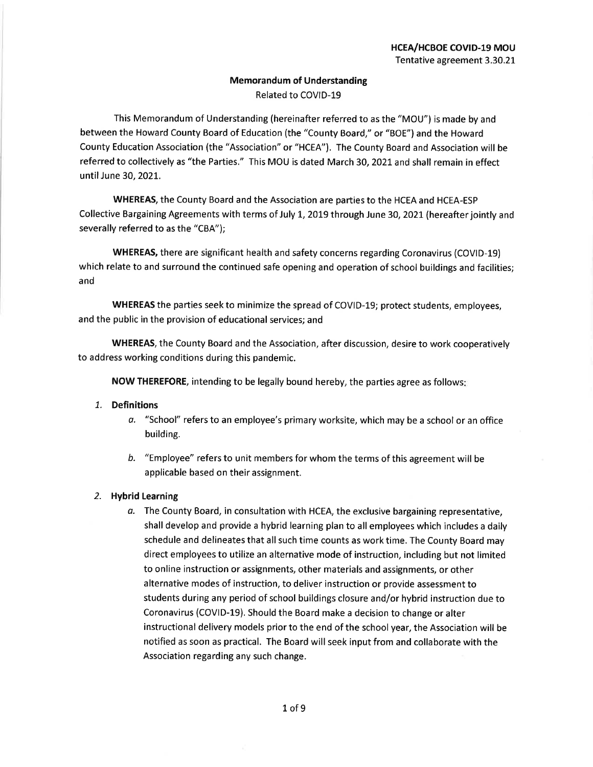**HCEA/HCBOE COVID-19 MOU**
Tentative agreement 3.30.21

# Memorandum of Understanding

Related to COVID-19

This Memorandum of Understanding (hereinafter referred to as the "MOU") is made by and between the Howard County Board of Education (the "County Board," or "BOE") and the Howard County Education Association (the "Association" or "HCEA"). The County Board and Association will be referred to collectively as "the Parties." This MOU is dated March 30, 2021 and shall remain in effect until June 30, 2021.

**WHEREAS,** the County Board and the Association are parties to the HCEA and HCEA-ESP Collective Bargaining Agreements with terms of July 1, 2019 through June 30, 2021 (hereafter jointly and severally referred to as the "CBA");

**WHEREAS,** there are significant health and safety concerns regarding Coronavirus (COVID-19) which relate to and surround the continued safe opening and operation of school buildings and facilities; and

**WHEREAS** the parties seek to minimize the spread of COVID-19; protect students, employees, and the public in the provision of educational services; and

**WHEREAS,** the County Board and the Association, after discussion, desire to work cooperatively to address working conditions during this pandemic.

**NOW THEREFORE,** intending to be legally bound hereby, the parties agree as follows:

1. **Definitions**
   a. "School" refers to an employee's primary worksite, which may be a school or an office building.

   b. "Employee" refers to unit members for whom the terms of this agreement will be applicable based on their assignment.

2. **Hybrid Learning**
   a. The County Board, in consultation with HCEA, the exclusive bargaining representative, shall develop and provide a hybrid learning plan to all employees which includes a daily schedule and delineates that all such time counts as work time. The County Board may direct employees to utilize an alternative mode of instruction, including but not limited to online instruction or assignments, other materials and assignments, or other alternative modes of instruction, to deliver instruction or provide assessment to students during any period of school buildings closure and/or hybrid instruction due to Coronavirus (COVID-19). Should the Board make a decision to change or alter instructional delivery models prior to the end of the school year, the Association will be notified as soon as practical. The Board will seek input from and collaborate with the Association regarding any such change.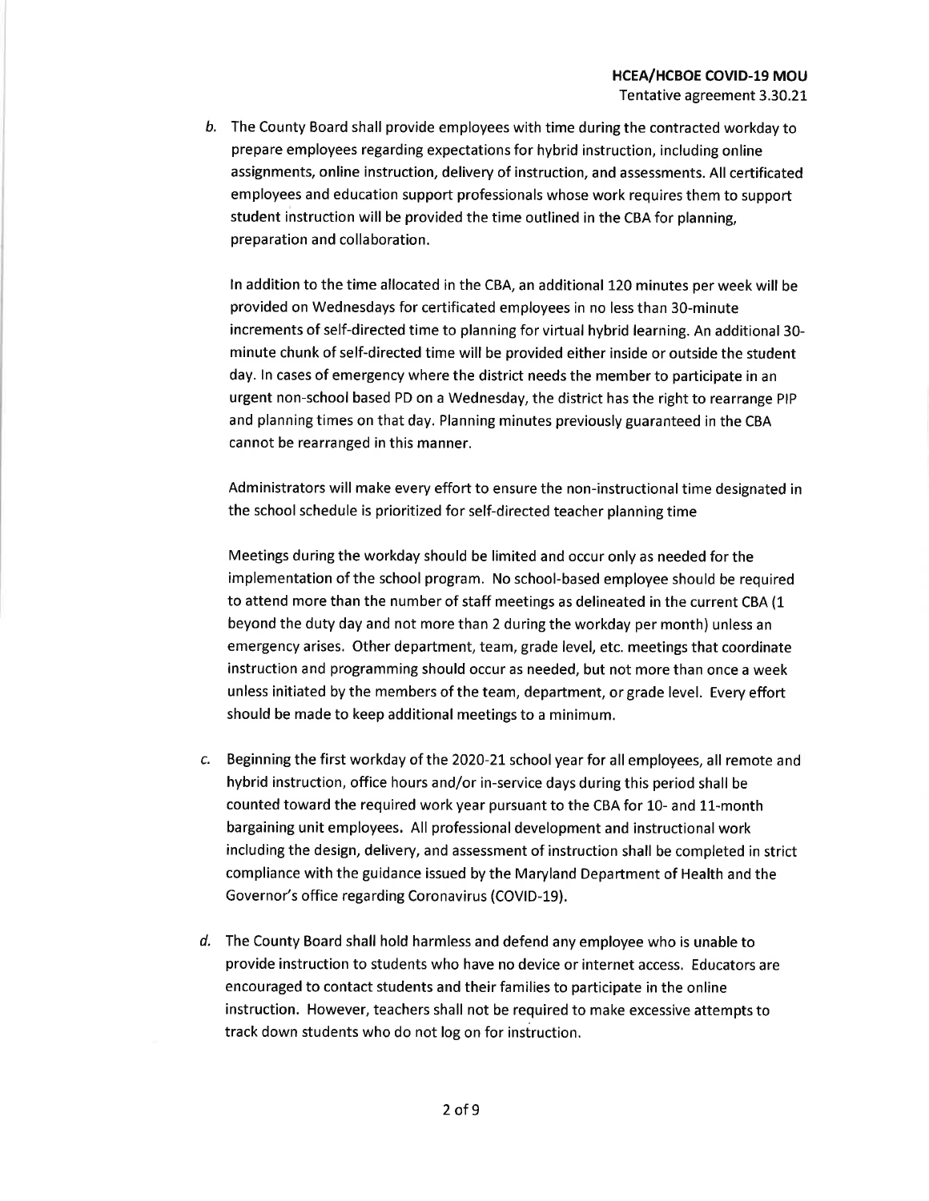b. The County Board shall provide employees with time during the contracted workday to prepare employees regarding expectations for hybrid instruction, including online assignments, online instruction, delivery of instruction, and assessments. All certificated employees and education support professionals whose work requires them to support student instruction will be provided the time outlined in the CBA for planning, preparation and collaboration.

   In addition to the time allocated in the CBA, an additional 120 minutes per week will be provided on Wednesdays for certificated employees in no less than 30-minute increments of self-directed time to planning for virtual hybrid learning. An additional 30-minute chunk of self-directed time will be provided either inside or outside the student day. In cases of emergency where the district needs the member to participate in an urgent non-school based PD on a Wednesday, the district has the right to rearrange PIP and planning times on that day. Planning minutes previously guaranteed in the CBA cannot be rearranged in this manner.

   Administrators will make every effort to ensure the non-instructional time designated in the school schedule is prioritized for self-directed teacher planning time

   Meetings during the workday should be limited and occur only as needed for the implementation of the school program. No school-based employee should be required to attend more than the number of staff meetings as delineated in the current CBA (1 beyond the duty day and not more than 2 during the workday per month) unless an emergency arises. Other department, team, grade level, etc. meetings that coordinate instruction and programming should occur as needed, but not more than once a week unless initiated by the members of the team, department, or grade level. Every effort should be made to keep additional meetings to a minimum.

c. Beginning the first workday of the 2020-21 school year for all employees, all remote and hybrid instruction, office hours and/or in-service days during this period shall be counted toward the required work year pursuant to the CBA for 10- and 11-month bargaining unit employees. All professional development and instructional work including the design, delivery, and assessment of instruction shall be completed in strict compliance with the guidance issued by the Maryland Department of Health and the Governor's office regarding Coronavirus (COVID-19).

d. The County Board shall hold harmless and defend any employee who is unable to provide instruction to students who have no device or internet access. Educators are encouraged to contact students and their families to participate in the online instruction. However, teachers shall not be required to make excessive attempts to track down students who do not log on for instruction.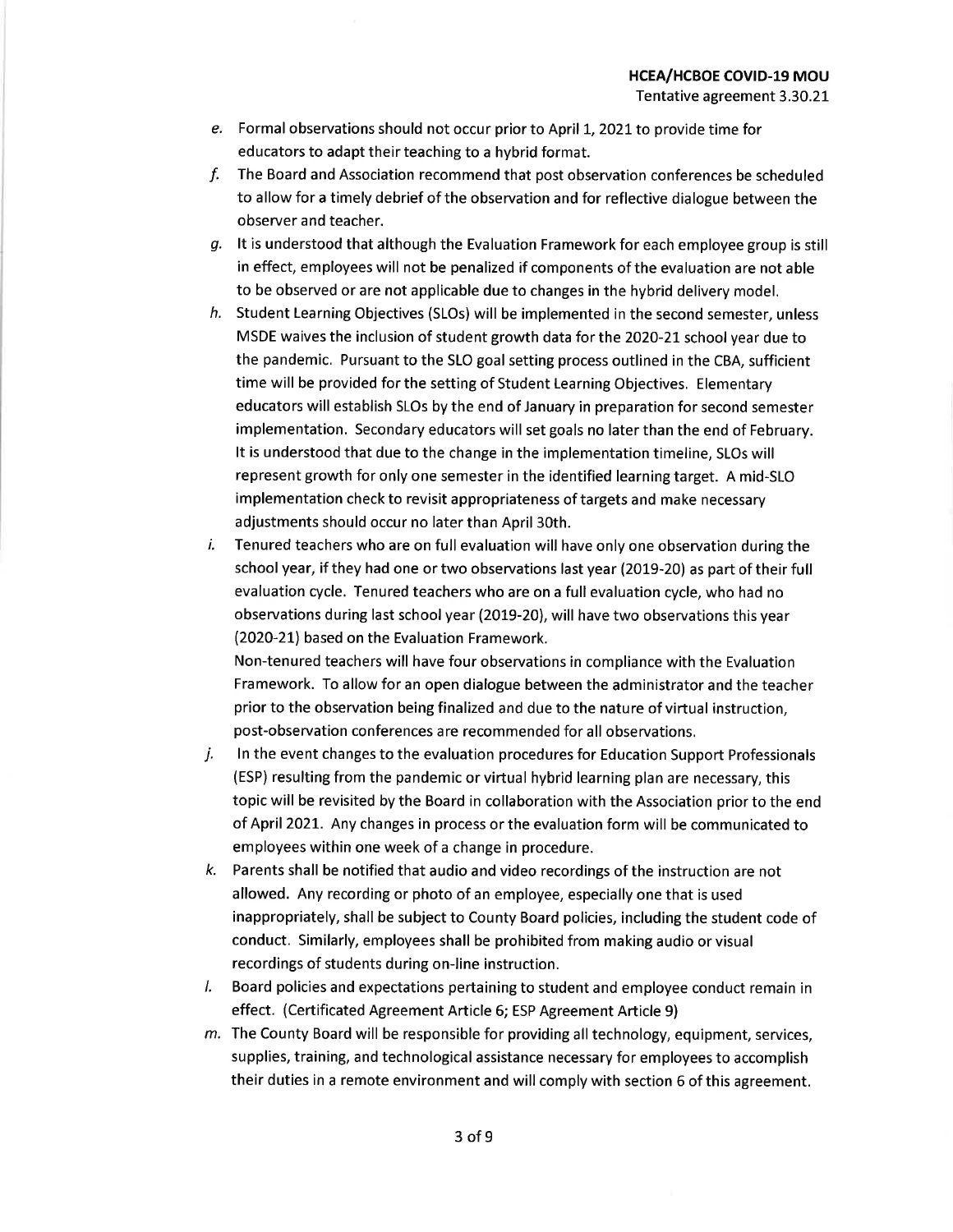e. Formal observations should not occur prior to April 1, 2021 to provide time for educators to adapt their teaching to a hybrid format.

f. The Board and Association recommend that post observation conferences be scheduled to allow for a timely debrief of the observation and for reflective dialogue between the observer and teacher.

g. It is understood that although the Evaluation Framework for each employee group is still in effect, employees will not be penalized if components of the evaluation are not able to be observed or are not applicable due to changes in the hybrid delivery model.

h. Student Learning Objectives (SLOs) will be implemented in the second semester, unless MSDE waives the inclusion of student growth data for the 2020-21 school year due to the pandemic. Pursuant to the SLO goal setting process outlined in the CBA, sufficient time will be provided for the setting of Student Learning Objectives. Elementary educators will establish SLOs by the end of January in preparation for second semester implementation. Secondary educators will set goals no later than the end of February. It is understood that due to the change in the implementation timeline, SLOs will represent growth for only one semester in the identified learning target. A mid-SLO implementation check to revisit appropriateness of targets and make necessary adjustments should occur no later than April 30th.

i. Tenured teachers who are on full evaluation will have only one observation during the school year, if they had one or two observations last year (2019-20) as part of their full evaluation cycle. Tenured teachers who are on a full evaluation cycle, who had no observations during last school year (2019-20), will have two observations this year (2020-21) based on the Evaluation Framework.
   Non-tenured teachers will have four observations in compliance with the Evaluation Framework. To allow for an open dialogue between the administrator and the teacher prior to the observation being finalized and due to the nature of virtual instruction, post-observation conferences are recommended for all observations.

j. In the event changes to the evaluation procedures for Education Support Professionals (ESP) resulting from the pandemic or virtual hybrid learning plan are necessary, this topic will be revisited by the Board in collaboration with the Association prior to the end of April 2021. Any changes in process or the evaluation form will be communicated to employees within one week of a change in procedure.

k. Parents shall be notified that audio and video recordings of the instruction are not allowed. Any recording or photo of an employee, especially one that is used inappropriately, shall be subject to County Board policies, including the student code of conduct. Similarly, employees shall be prohibited from making audio or visual recordings of students during on-line instruction.

l. Board policies and expectations pertaining to student and employee conduct remain in effect. (Certificated Agreement Article 6; ESP Agreement Article 9)

m. The County Board will be responsible for providing all technology, equipment, services, supplies, training, and technological assistance necessary for employees to accomplish their duties in a remote environment and will comply with section 6 of this agreement.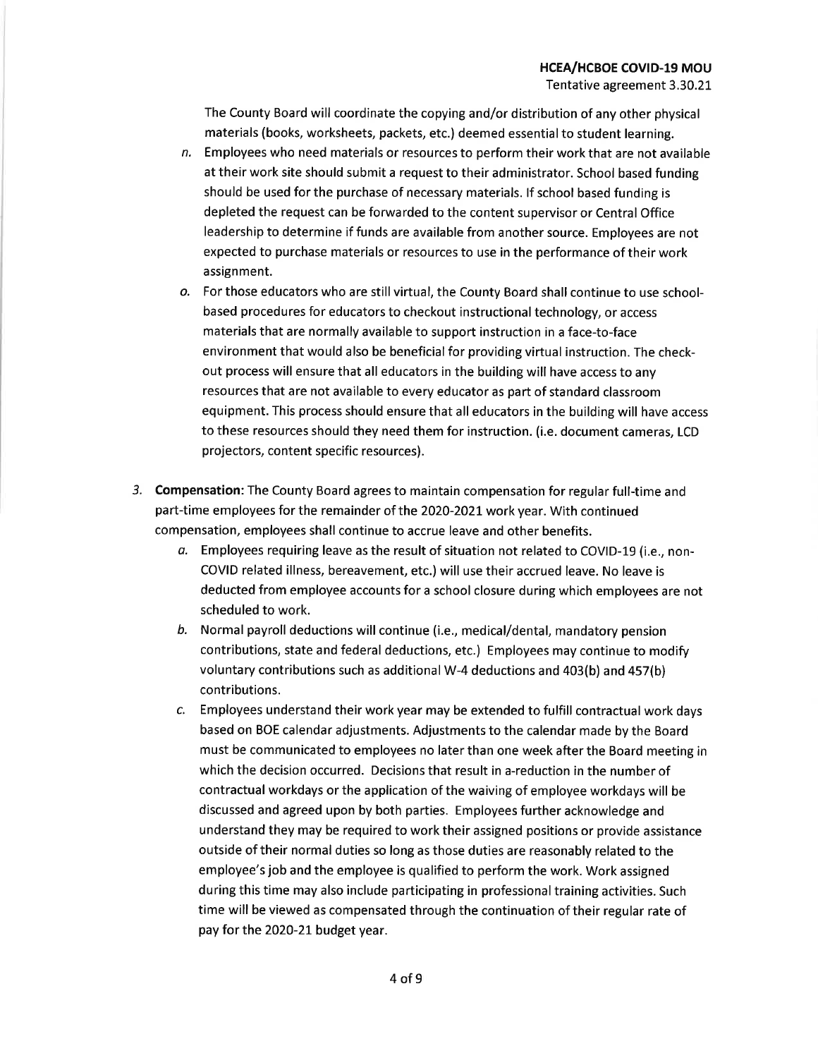The County Board will coordinate the copying and/or distribution of any other physical materials (books, worksheets, packets, etc.) deemed essential to student learning.

n. Employees who need materials or resources to perform their work that are not available at their work site should submit a request to their administrator. School based funding should be used for the purchase of necessary materials. If school based funding is depleted the request can be forwarded to the content supervisor or Central Office leadership to determine if funds are available from another source. Employees are not expected to purchase materials or resources to use in the performance of their work assignment.

o. For those educators who are still virtual, the County Board shall continue to use school-based procedures for educators to checkout instructional technology, or access materials that are normally available to support instruction in a face-to-face environment that would also be beneficial for providing virtual instruction. The check-out process will ensure that all educators in the building will have access to any resources that are not available to every educator as part of standard classroom equipment. This process should ensure that all educators in the building will have access to these resources should they need them for instruction. (i.e. document cameras, LCD projectors, content specific resources).

3. **Compensation:** The County Board agrees to maintain compensation for regular full-time and part-time employees for the remainder of the 2020-2021 work year. With continued compensation, employees shall continue to accrue leave and other benefits.

   a. Employees requiring leave as the result of situation not related to COVID-19 (i.e., non-COVID related illness, bereavement, etc.) will use their accrued leave. No leave is deducted from employee accounts for a school closure during which employees are not scheduled to work.

   b. Normal payroll deductions will continue (i.e., medical/dental, mandatory pension contributions, state and federal deductions, etc.) Employees may continue to modify voluntary contributions such as additional W-4 deductions and 403(b) and 457(b) contributions.

   c. Employees understand their work year may be extended to fulfill contractual work days based on BOE calendar adjustments. Adjustments to the calendar made by the Board must be communicated to employees no later than one week after the Board meeting in which the decision occurred. Decisions that result in a-reduction in the number of contractual workdays or the application of the waiving of employee workdays will be discussed and agreed upon by both parties. Employees further acknowledge and understand they may be required to work their assigned positions or provide assistance outside of their normal duties so long as those duties are reasonably related to the employee's job and the employee is qualified to perform the work. Work assigned during this time may also include participating in professional training activities. Such time will be viewed as compensated through the continuation of their regular rate of pay for the 2020-21 budget year.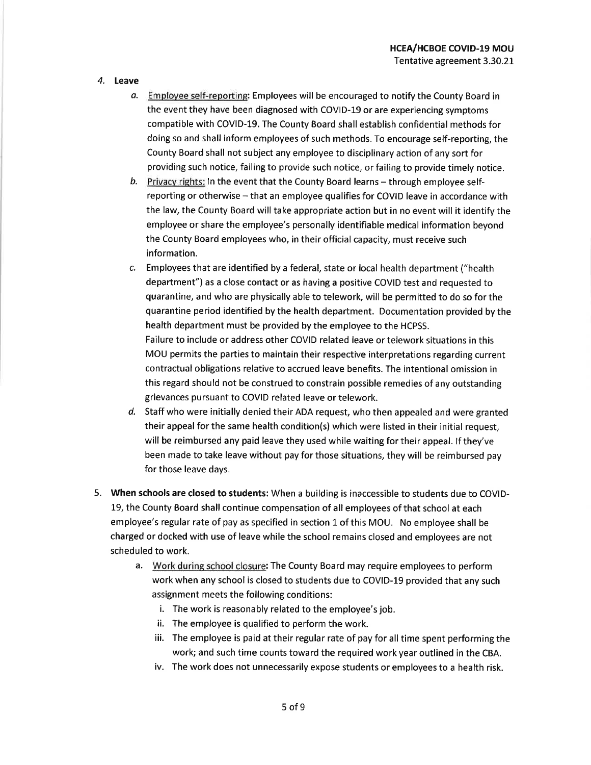4. **Leave**

   a. Employee self-reporting: Employees will be encouraged to notify the County Board in the event they have been diagnosed with COVID-19 or are experiencing symptoms compatible with COVID-19. The County Board shall establish confidential methods for doing so and shall inform employees of such methods. To encourage self-reporting, the County Board shall not subject any employee to disciplinary action of any sort for providing such notice, failing to provide such notice, or failing to provide timely notice.

   b. Privacy rights: In the event that the County Board learns – through employee self-reporting or otherwise – that an employee qualifies for COVID leave in accordance with the law, the County Board will take appropriate action but in no event will it identify the employee or share the employee's personally identifiable medical information beyond the County Board employees who, in their official capacity, must receive such information.

   c. Employees that are identified by a federal, state or local health department ("health department") as a close contact or as having a positive COVID test and requested to quarantine, and who are physically able to telework, will be permitted to do so for the quarantine period identified by the health department. Documentation provided by the health department must be provided by the employee to the HCPSS.
   Failure to include or address other COVID related leave or telework situations in this MOU permits the parties to maintain their respective interpretations regarding current contractual obligations relative to accrued leave benefits. The intentional omission in this regard should not be construed to constrain possible remedies of any outstanding grievances pursuant to COVID related leave or telework.

   d. Staff who were initially denied their ADA request, who then appealed and were granted their appeal for the same health condition(s) which were listed in their initial request, will be reimbursed any paid leave they used while waiting for their appeal. If they've been made to take leave without pay for those situations, they will be reimbursed pay for those leave days.

5. **When schools are closed to students:** When a building is inaccessible to students due to COVID-19, the County Board shall continue compensation of all employees of that school at each employee's regular rate of pay as specified in section 1 of this MOU. No employee shall be charged or docked with use of leave while the school remains closed and employees are not scheduled to work.

   a. Work during school closure: The County Board may require employees to perform work when any school is closed to students due to COVID-19 provided that any such assignment meets the following conditions:
      i. The work is reasonably related to the employee's job.
      ii. The employee is qualified to perform the work.
      iii. The employee is paid at their regular rate of pay for all time spent performing the work; and such time counts toward the required work year outlined in the CBA.
      iv. The work does not unnecessarily expose students or employees to a health risk.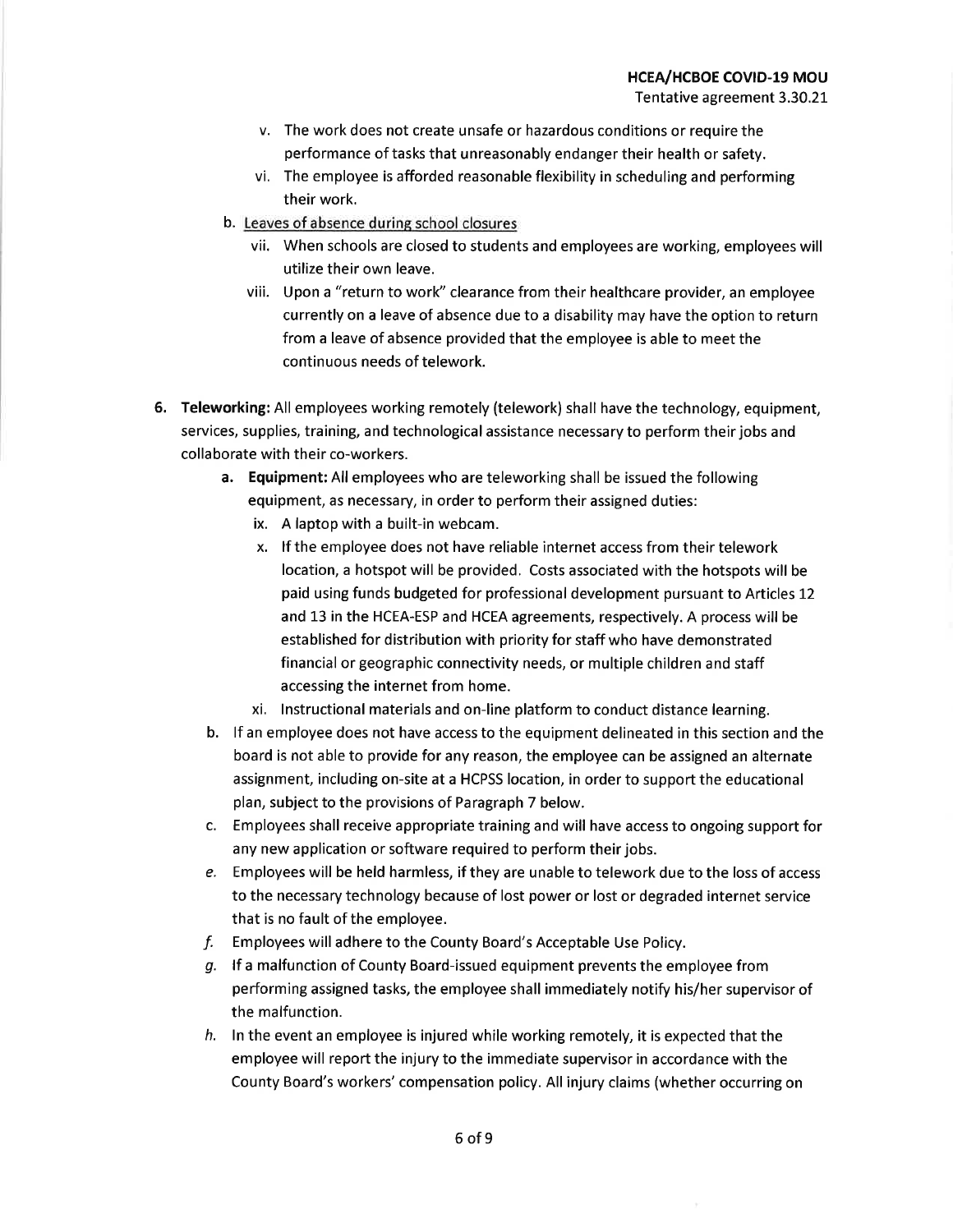v. The work does not create unsafe or hazardous conditions or require the performance of tasks that unreasonably endanger their health or safety.

vi. The employee is afforded reasonable flexibility in scheduling and performing their work.

b. <u>Leaves of absence during school closures</u>

vii. When schools are closed to students and employees are working, employees will utilize their own leave.

viii. Upon a "return to work" clearance from their healthcare provider, an employee currently on a leave of absence due to a disability may have the option to return from a leave of absence provided that the employee is able to meet the continuous needs of telework.

6. **Teleworking:** All employees working remotely (telework) shall have the technology, equipment, services, supplies, training, and technological assistance necessary to perform their jobs and collaborate with their co-workers.

   a. **Equipment:** All employees who are teleworking shall be issued the following equipment, as necessary, in order to perform their assigned duties:

      ix. A laptop with a built-in webcam.

      x. If the employee does not have reliable internet access from their telework location, a hotspot will be provided. Costs associated with the hotspots will be paid using funds budgeted for professional development pursuant to Articles 12 and 13 in the HCEA-ESP and HCEA agreements, respectively. A process will be established for distribution with priority for staff who have demonstrated financial or geographic connectivity needs, or multiple children and staff accessing the internet from home.

      xi. Instructional materials and on-line platform to conduct distance learning.

   b. If an employee does not have access to the equipment delineated in this section and the board is not able to provide for any reason, the employee can be assigned an alternate assignment, including on-site at a HCPSS location, in order to support the educational plan, subject to the provisions of Paragraph 7 below.

   c. Employees shall receive appropriate training and will have access to ongoing support for any new application or software required to perform their jobs.

   *e.* Employees will be held harmless, if they are unable to telework due to the loss of access to the necessary technology because of lost power or lost or degraded internet service that is no fault of the employee.

   *f.* Employees will adhere to the County Board's Acceptable Use Policy.

   *g.* If a malfunction of County Board-issued equipment prevents the employee from performing assigned tasks, the employee shall immediately notify his/her supervisor of the malfunction.

   *h.* In the event an employee is injured while working remotely, it is expected that the employee will report the injury to the immediate supervisor in accordance with the County Board's workers' compensation policy. All injury claims (whether occurring on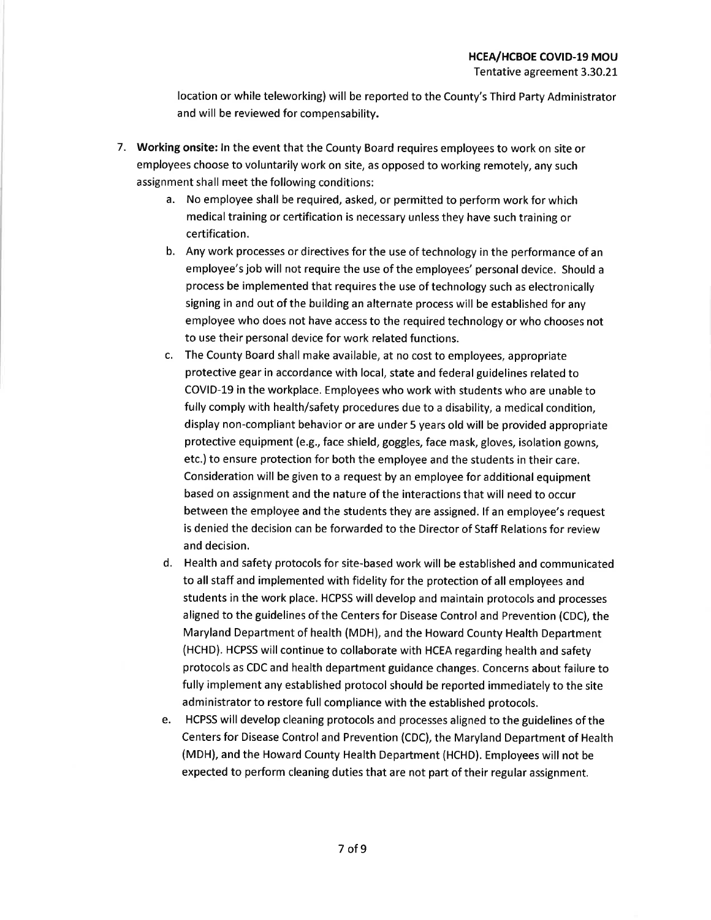location or while teleworking) will be reported to the County's Third Party Administrator and will be reviewed for compensability.

7. **Working onsite:** In the event that the County Board requires employees to work on site or employees choose to voluntarily work on site, as opposed to working remotely, any such assignment shall meet the following conditions:
   a. No employee shall be required, asked, or permitted to perform work for which medical training or certification is necessary unless they have such training or certification.
   b. Any work processes or directives for the use of technology in the performance of an employee's job will not require the use of the employees' personal device. Should a process be implemented that requires the use of technology such as electronically signing in and out of the building an alternate process will be established for any employee who does not have access to the required technology or who chooses not to use their personal device for work related functions.
   c. The County Board shall make available, at no cost to employees, appropriate protective gear in accordance with local, state and federal guidelines related to COVID-19 in the workplace. Employees who work with students who are unable to fully comply with health/safety procedures due to a disability, a medical condition, display non-compliant behavior or are under 5 years old will be provided appropriate protective equipment (e.g., face shield, goggles, face mask, gloves, isolation gowns, etc.) to ensure protection for both the employee and the students in their care. Consideration will be given to a request by an employee for additional equipment based on assignment and the nature of the interactions that will need to occur between the employee and the students they are assigned. If an employee's request is denied the decision can be forwarded to the Director of Staff Relations for review and decision.
   d. Health and safety protocols for site-based work will be established and communicated to all staff and implemented with fidelity for the protection of all employees and students in the work place. HCPSS will develop and maintain protocols and processes aligned to the guidelines of the Centers for Disease Control and Prevention (CDC), the Maryland Department of health (MDH), and the Howard County Health Department (HCHD). HCPSS will continue to collaborate with HCEA regarding health and safety protocols as CDC and health department guidance changes. Concerns about failure to fully implement any established protocol should be reported immediately to the site administrator to restore full compliance with the established protocols.
   e. HCPSS will develop cleaning protocols and processes aligned to the guidelines of the Centers for Disease Control and Prevention (CDC), the Maryland Department of Health (MDH), and the Howard County Health Department (HCHD). Employees will not be expected to perform cleaning duties that are not part of their regular assignment.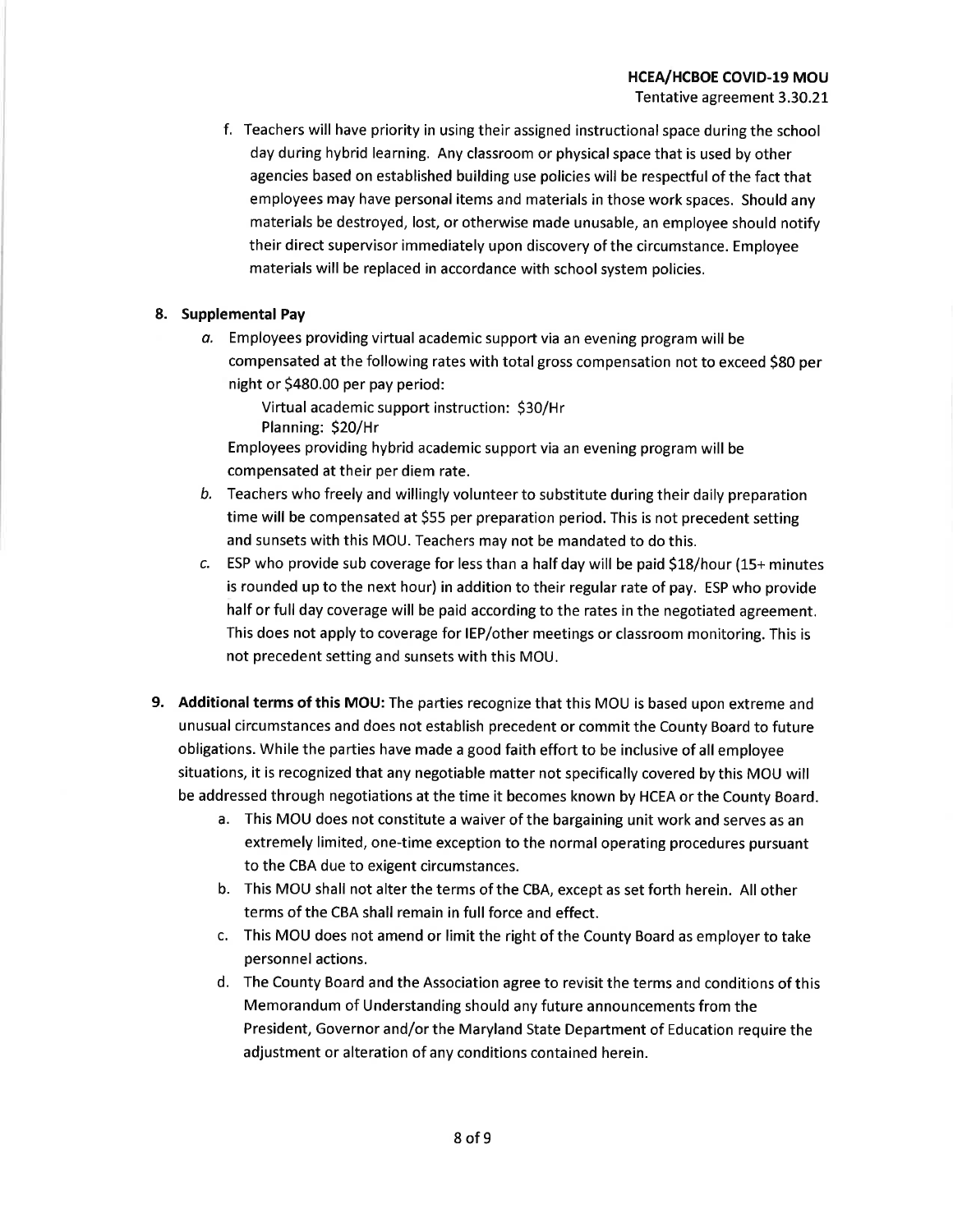f. Teachers will have priority in using their assigned instructional space during the school day during hybrid learning. Any classroom or physical space that is used by other agencies based on established building use policies will be respectful of the fact that employees may have personal items and materials in those work spaces. Should any materials be destroyed, lost, or otherwise made unusable, an employee should notify their direct supervisor immediately upon discovery of the circumstance. Employee materials will be replaced in accordance with school system policies.

**8. Supplemental Pay**

*a.* Employees providing virtual academic support via an evening program will be compensated at the following rates with total gross compensation not to exceed $80 per night or $480.00 per pay period:

Virtual academic support instruction: $30/Hr
Planning: $20/Hr

Employees providing hybrid academic support via an evening program will be compensated at their per diem rate.

*b.* Teachers who freely and willingly volunteer to substitute during their daily preparation time will be compensated at $55 per preparation period. This is not precedent setting and sunsets with this MOU. Teachers may not be mandated to do this.

*c.* ESP who provide sub coverage for less than a half day will be paid $18/hour (15+ minutes is rounded up to the next hour) in addition to their regular rate of pay. ESP who provide half or full day coverage will be paid according to the rates in the negotiated agreement. This does not apply to coverage for IEP/other meetings or classroom monitoring. This is not precedent setting and sunsets with this MOU.

**9. Additional terms of this MOU:** The parties recognize that this MOU is based upon extreme and unusual circumstances and does not establish precedent or commit the County Board to future obligations. While the parties have made a good faith effort to be inclusive of all employee situations, it is recognized that any negotiable matter not specifically covered by this MOU will be addressed through negotiations at the time it becomes known by HCEA or the County Board.

a. This MOU does not constitute a waiver of the bargaining unit work and serves as an extremely limited, one-time exception to the normal operating procedures pursuant to the CBA due to exigent circumstances.

b. This MOU shall not alter the terms of the CBA, except as set forth herein. All other terms of the CBA shall remain in full force and effect.

c. This MOU does not amend or limit the right of the County Board as employer to take personnel actions.

d. The County Board and the Association agree to revisit the terms and conditions of this Memorandum of Understanding should any future announcements from the President, Governor and/or the Maryland State Department of Education require the adjustment or alteration of any conditions contained herein.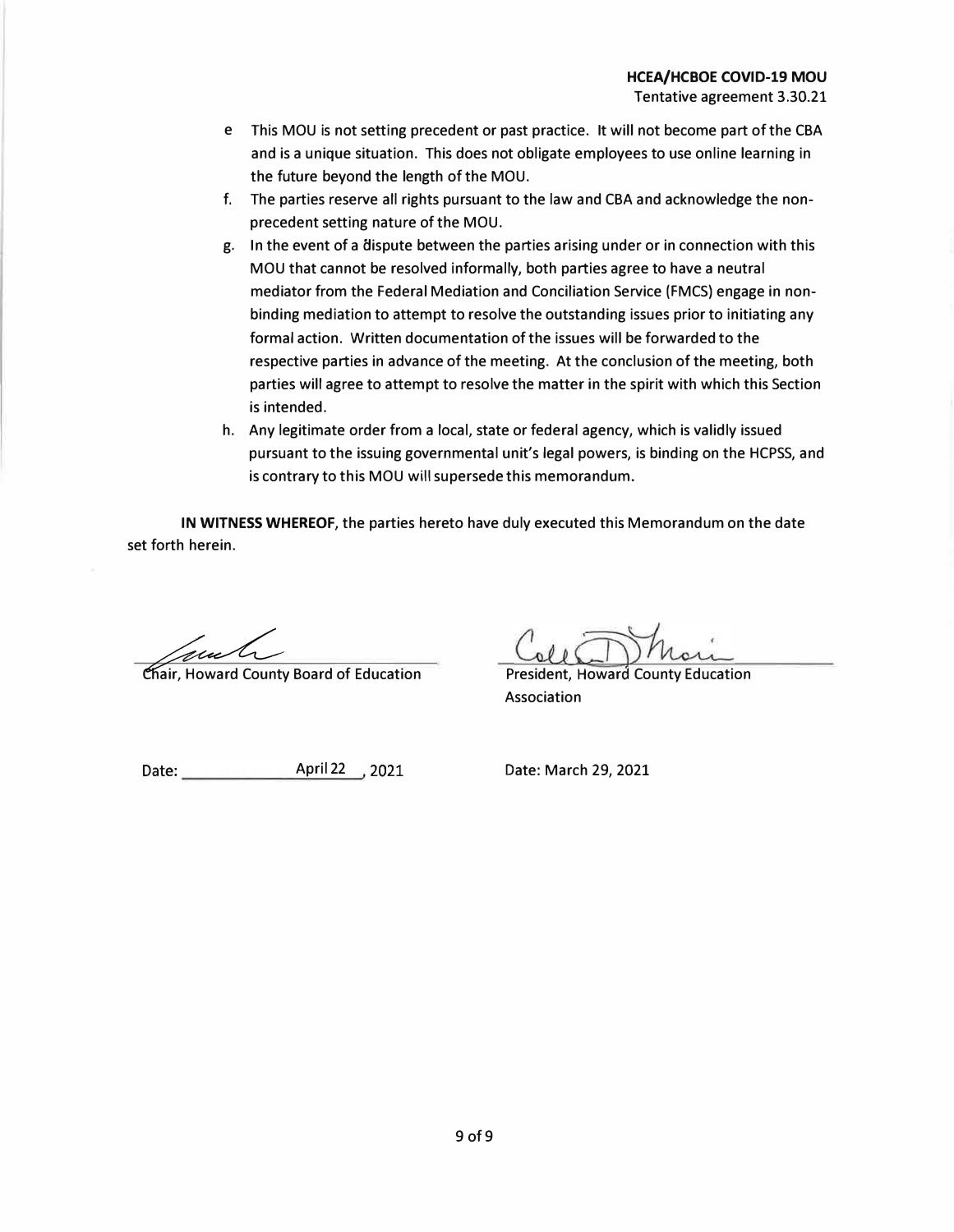e. This MOU is not setting precedent or past practice. It will not become part of the CBA and is a unique situation. This does not obligate employees to use online learning in the future beyond the length of the MOU.

f. The parties reserve all rights pursuant to the law and CBA and acknowledge the non-precedent setting nature of the MOU.

g. In the event of a dispute between the parties arising under or in connection with this MOU that cannot be resolved informally, both parties agree to have a neutral mediator from the Federal Mediation and Conciliation Service (FMCS) engage in non-binding mediation to attempt to resolve the outstanding issues prior to initiating any formal action. Written documentation of the issues will be forwarded to the respective parties in advance of the meeting. At the conclusion of the meeting, both parties will agree to attempt to resolve the matter in the spirit with which this Section is intended.

h. Any legitimate order from a local, state or federal agency, which is validly issued pursuant to the issuing governmental unit's legal powers, is binding on the HCPSS, and is contrary to this MOU will supersede this memorandum.

**IN WITNESS WHEREOF**, the parties hereto have duly executed this Memorandum on the date set forth herein.

| | |
|---|---|
| Chair, Howard County Board of Education | President, Howard County Education Association |
| Date: April 22, 2021 | Date: March 29, 2021 |